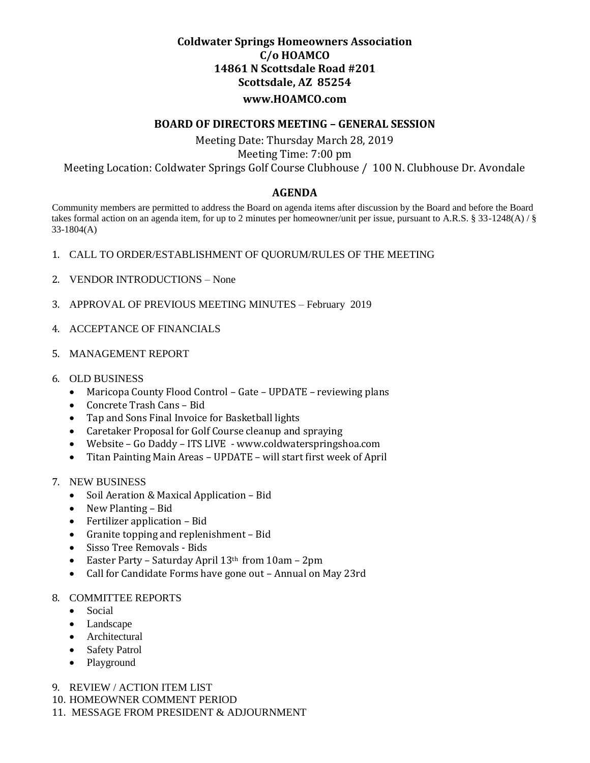**Coldwater Springs Homeowners Association**
**C/o HOAMCO**
**14861 N Scottsdale Road #201**
**Scottsdale, AZ 85254**
**www.HOAMCO.com**

## BOARD OF DIRECTORS MEETING – GENERAL SESSION

Meeting Date: Thursday March 28, 2019
Meeting Time: 7:00 pm
Meeting Location: Coldwater Springs Golf Course Clubhouse / 100 N. Clubhouse Dr. Avondale

## AGENDA

Community members are permitted to address the Board on agenda items after discussion by the Board and before the Board takes formal action on an agenda item, for up to 2 minutes per homeowner/unit per issue, pursuant to A.R.S. § 33-1248(A) / § 33-1804(A)

1. CALL TO ORDER/ESTABLISHMENT OF QUORUM/RULES OF THE MEETING
2. VENDOR INTRODUCTIONS – None
3. APPROVAL OF PREVIOUS MEETING MINUTES – February 2019
4. ACCEPTANCE OF FINANCIALS
5. MANAGEMENT REPORT
6. OLD BUSINESS
   - Maricopa County Flood Control – Gate – UPDATE – reviewing plans
   - Concrete Trash Cans – Bid
   - Tap and Sons Final Invoice for Basketball lights
   - Caretaker Proposal for Golf Course cleanup and spraying
   - Website – Go Daddy – ITS LIVE - www.coldwaterspringshoa.com
   - Titan Painting Main Areas – UPDATE – will start first week of April
7. NEW BUSINESS
   - Soil Aeration & Maxical Application – Bid
   - New Planting – Bid
   - Fertilizer application – Bid
   - Granite topping and replenishment – Bid
   - Sisso Tree Removals - Bids
   - Easter Party – Saturday April 13th from 10am – 2pm
   - Call for Candidate Forms have gone out – Annual on May 23rd
8. COMMITTEE REPORTS
   - Social
   - Landscape
   - Architectural
   - Safety Patrol
   - Playground
9. REVIEW / ACTION ITEM LIST
10. HOMEOWNER COMMENT PERIOD
11. MESSAGE FROM PRESIDENT & ADJOURNMENT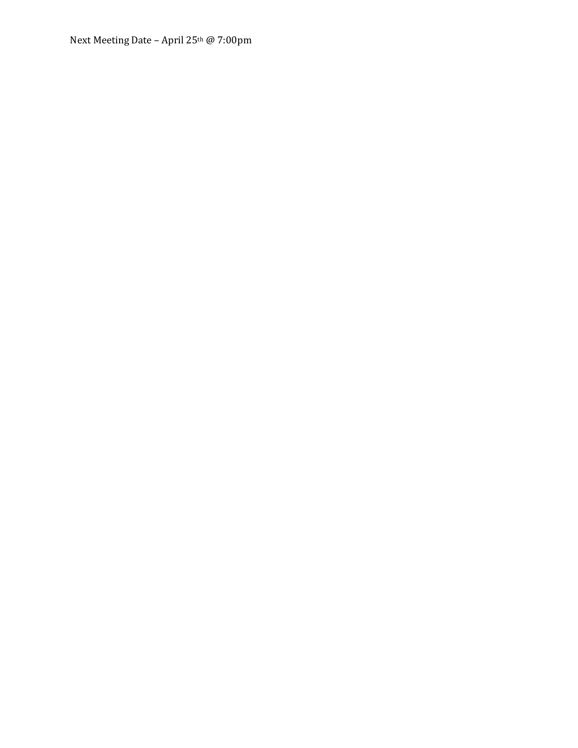Next Meeting Date – April 25th @ 7:00pm